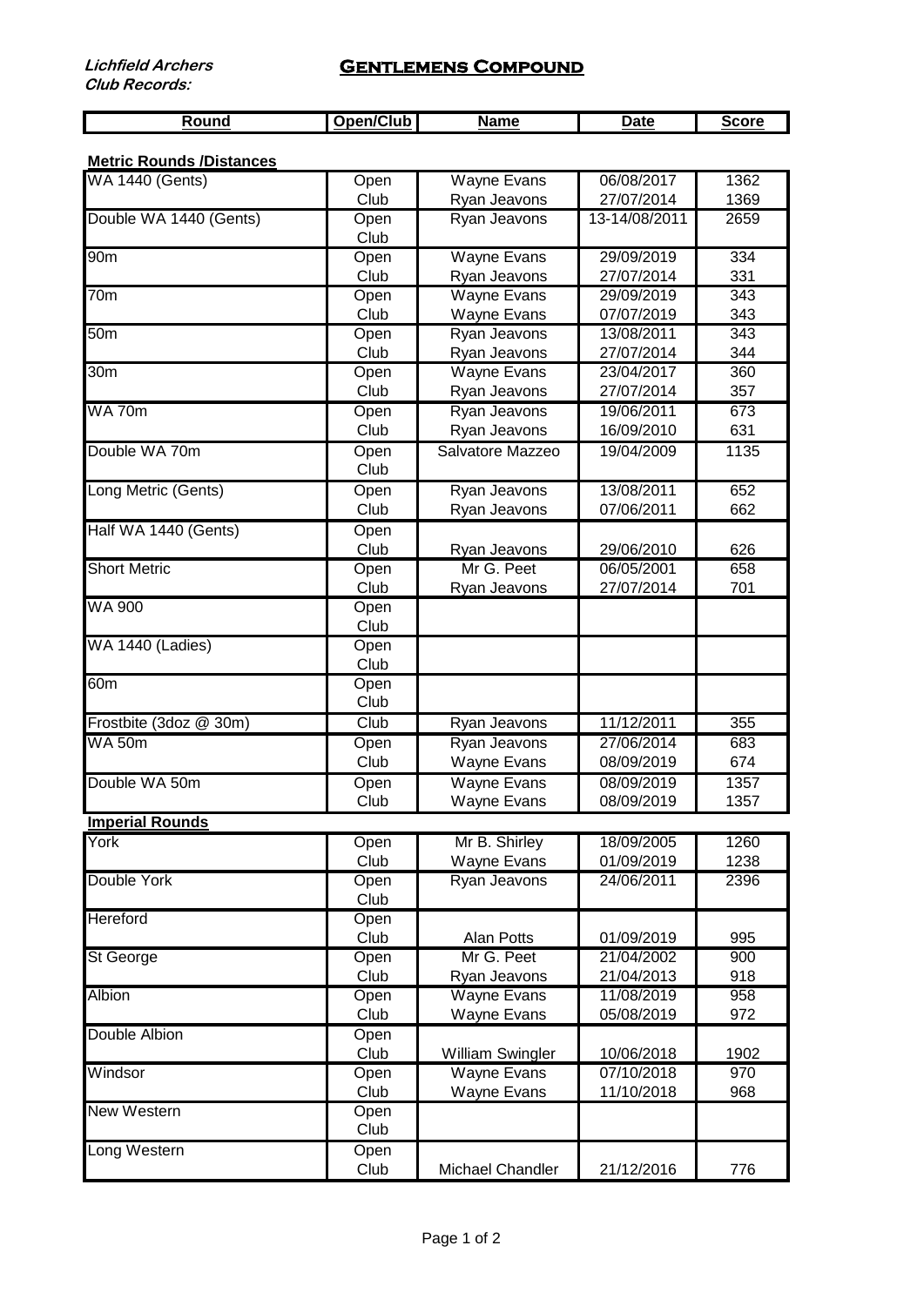*Lichfield Archers*
*Club Records:*

# Gentlemens Compound

| Round | Open/Club | Name | Date | Score |
|---|---|---|---|---|
| **Metric Rounds /Distances** | | | | |
| WA 1440 (Gents) | Open | Wayne Evans | 06/08/2017 | 1362 |
| | Club | Ryan Jeavons | 27/07/2014 | 1369 |
| Double WA 1440 (Gents) | Open | Ryan Jeavons | 13-14/08/2011 | 2659 |
| | Club | | | |
| 90m | Open | Wayne Evans | 29/09/2019 | 334 |
| | Club | Ryan Jeavons | 27/07/2014 | 331 |
| 70m | Open | Wayne Evans | 29/09/2019 | 343 |
| | Club | Wayne Evans | 07/07/2019 | 343 |
| 50m | Open | Ryan Jeavons | 13/08/2011 | 343 |
| | Club | Ryan Jeavons | 27/07/2014 | 344 |
| 30m | Open | Wayne Evans | 23/04/2017 | 360 |
| | Club | Ryan Jeavons | 27/07/2014 | 357 |
| WA 70m | Open | Ryan Jeavons | 19/06/2011 | 673 |
| | Club | Ryan Jeavons | 16/09/2010 | 631 |
| Double WA 70m | Open | Salvatore Mazzeo | 19/04/2009 | 1135 |
| | Club | | | |
| Long Metric (Gents) | Open | Ryan Jeavons | 13/08/2011 | 652 |
| | Club | Ryan Jeavons | 07/06/2011 | 662 |
| Half WA 1440 (Gents) | Open | | | |
| | Club | Ryan Jeavons | 29/06/2010 | 626 |
| Short Metric | Open | Mr G. Peet | 06/05/2001 | 658 |
| | Club | Ryan Jeavons | 27/07/2014 | 701 |
| WA 900 | Open | | | |
| | Club | | | |
| WA 1440 (Ladies) | Open | | | |
| | Club | | | |
| 60m | Open | | | |
| | Club | | | |
| Frostbite (3doz @ 30m) | Club | Ryan Jeavons | 11/12/2011 | 355 |
| WA 50m | Open | Ryan Jeavons | 27/06/2014 | 683 |
| | Club | Wayne Evans | 08/09/2019 | 674 |
| Double WA 50m | Open | Wayne Evans | 08/09/2019 | 1357 |
| | Club | Wayne Evans | 08/09/2019 | 1357 |
| **Imperial Rounds** | | | | |
| York | Open | Mr B. Shirley | 18/09/2005 | 1260 |
| | Club | Wayne Evans | 01/09/2019 | 1238 |
| Double York | Open | Ryan Jeavons | 24/06/2011 | 2396 |
| | Club | | | |
| Hereford | Open | | | |
| | Club | Alan Potts | 01/09/2019 | 995 |
| St George | Open | Mr G. Peet | 21/04/2002 | 900 |
| | Club | Ryan Jeavons | 21/04/2013 | 918 |
| Albion | Open | Wayne Evans | 11/08/2019 | 958 |
| | Club | Wayne Evans | 05/08/2019 | 972 |
| Double Albion | Open | | | |
| | Club | William Swingler | 10/06/2018 | 1902 |
| Windsor | Open | Wayne Evans | 07/10/2018 | 970 |
| | Club | Wayne Evans | 11/10/2018 | 968 |
| New Western | Open | | | |
| | Club | | | |
| Long Western | Open | | | |
| | Club | Michael Chandler | 21/12/2016 | 776 |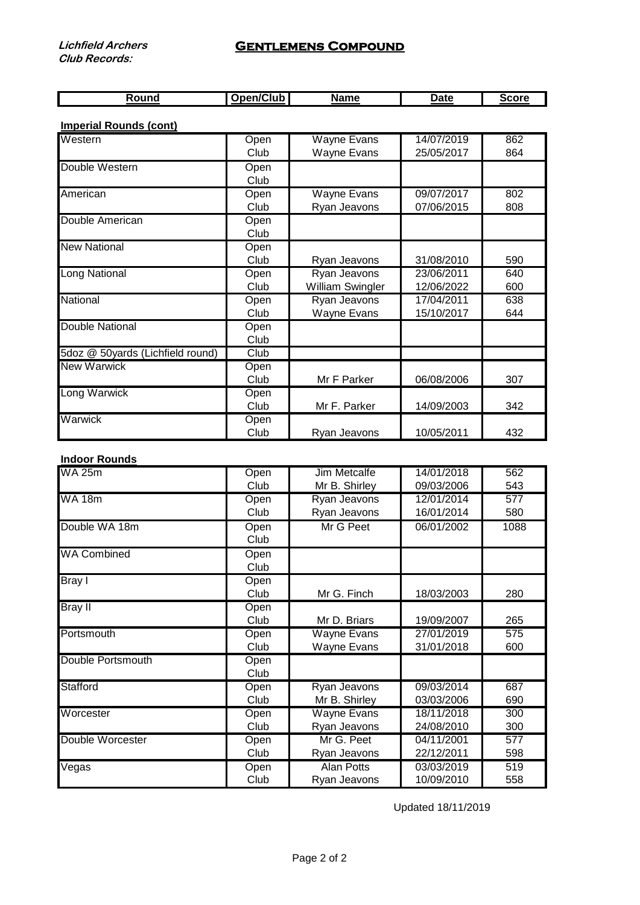*Lichfield Archers*
*Club Records:*

# Gentlemens Compound

| Round | Open/Club | Name | Date | Score |
|---|---|---|---|---|
| **Imperial Rounds (cont)** | | | | |
| Western | Open | Wayne Evans | 14/07/2019 | 862 |
| | Club | Wayne Evans | 25/05/2017 | 864 |
| Double Western | Open | | | |
| | Club | | | |
| American | Open | Wayne Evans | 09/07/2017 | 802 |
| | Club | Ryan Jeavons | 07/06/2015 | 808 |
| Double American | Open | | | |
| | Club | | | |
| New National | Open | | | |
| | Club | Ryan Jeavons | 31/08/2010 | 590 |
| Long National | Open | Ryan Jeavons | 23/06/2011 | 640 |
| | Club | William Swingler | 12/06/2022 | 600 |
| National | Open | Ryan Jeavons | 17/04/2011 | 638 |
| | Club | Wayne Evans | 15/10/2017 | 644 |
| Double National | Open | | | |
| | Club | | | |
| 5doz @ 50yards (Lichfield round) | Club | | | |
| New Warwick | Open | | | |
| | Club | Mr F Parker | 06/08/2006 | 307 |
| Long Warwick | Open | | | |
| | Club | Mr F. Parker | 14/09/2003 | 342 |
| Warwick | Open | | | |
| | Club | Ryan Jeavons | 10/05/2011 | 432 |
| **Indoor Rounds** | | | | |
| WA 25m | Open | Jim Metcalfe | 14/01/2018 | 562 |
| | Club | Mr B. Shirley | 09/03/2006 | 543 |
| WA 18m | Open | Ryan Jeavons | 12/01/2014 | 577 |
| | Club | Ryan Jeavons | 16/01/2014 | 580 |
| Double WA 18m | Open | Mr G Peet | 06/01/2002 | 1088 |
| | Club | | | |
| WA Combined | Open | | | |
| | Club | | | |
| Bray I | Open | | | |
| | Club | Mr G. Finch | 18/03/2003 | 280 |
| Bray II | Open | | | |
| | Club | Mr D. Briars | 19/09/2007 | 265 |
| Portsmouth | Open | Wayne Evans | 27/01/2019 | 575 |
| | Club | Wayne Evans | 31/01/2018 | 600 |
| Double Portsmouth | Open | | | |
| | Club | | | |
| Stafford | Open | Ryan Jeavons | 09/03/2014 | 687 |
| | Club | Mr B. Shirley | 03/03/2006 | 690 |
| Worcester | Open | Wayne Evans | 18/11/2018 | 300 |
| | Club | Ryan Jeavons | 24/08/2010 | 300 |
| Double Worcester | Open | Mr G. Peet | 04/11/2001 | 577 |
| | Club | Ryan Jeavons | 22/12/2011 | 598 |
| Vegas | Open | Alan Potts | 03/03/2019 | 519 |
| | Club | Ryan Jeavons | 10/09/2010 | 558 |

Updated 18/11/2019